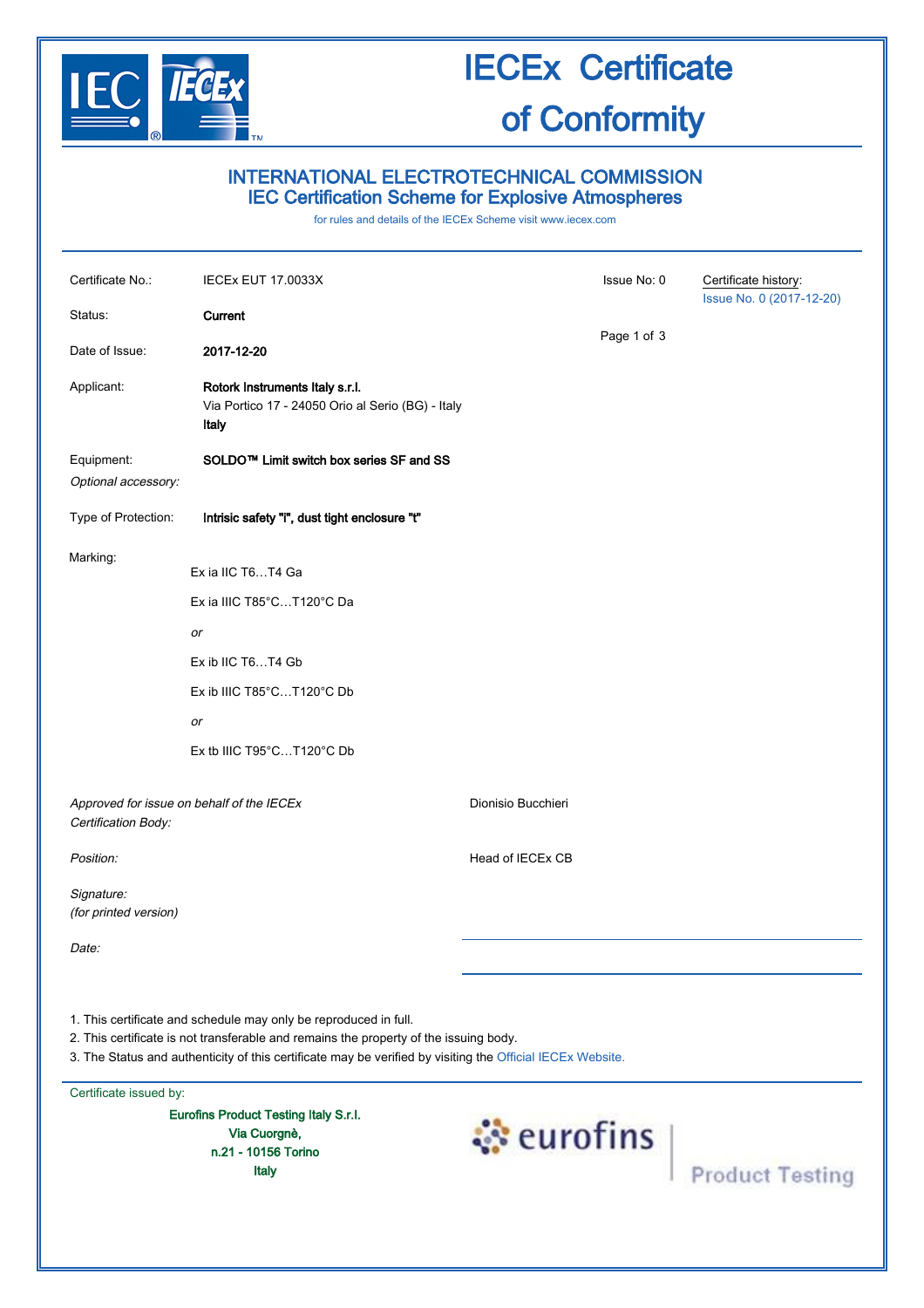# IECEx Certificate of Conformity

## INTERNATIONAL ELECTROTECHNICAL COMMISSION
## IEC Certification Scheme for Explosive Atmospheres

for rules and details of the IECEx Scheme visit www.iecex.com

| | | | |
|---|---|---|---|
| Certificate No.: | IECEx EUT 17.0033X | Issue No: 0 | Certificate history: Issue No. 0 (2017-12-20) |
| Status: | **Current** | | |
| Date of Issue: | **2017-12-20** | | |
| Applicant: | **Rotork Instruments Italy s.r.l.**<br>Via Portico 17 - 24050 Orio al Serio (BG) - Italy<br>**Italy** | | |
| Equipment:<br>*Optional accessory:* | **SOLDO™ Limit switch box series SF and SS** | | |
| Type of Protection: | **Intrisic safety "i", dust tight enclosure "t"** | | |

Marking:

Ex ia IIC T6…T4 Ga

Ex ia IIIC T85°C…T120°C Da

*or*

Ex ib IIC T6…T4 Gb

Ex ib IIIC T85°C…T120°C Db

*or*

Ex tb IIIC T95°C…T120°C Db

| | |
|---|---|
| *Approved for issue on behalf of the IECEx Certification Body:* | Dionisio Bucchieri |
| *Position:* | Head of IECEx CB |
| *Signature: (for printed version)* | |
| *Date:* | |

1. This certificate and schedule may only be reproduced in full.
2. This certificate is not transferable and remains the property of the issuing body.
3. The Status and authenticity of this certificate may be verified by visiting the Official IECEx Website.

Certificate issued by:

**Eurofins Product Testing Italy S.r.l.**
**Via Cuorgnè,**
**n.21 - 10156 Torino**
**Italy**

eurofins | Product Testing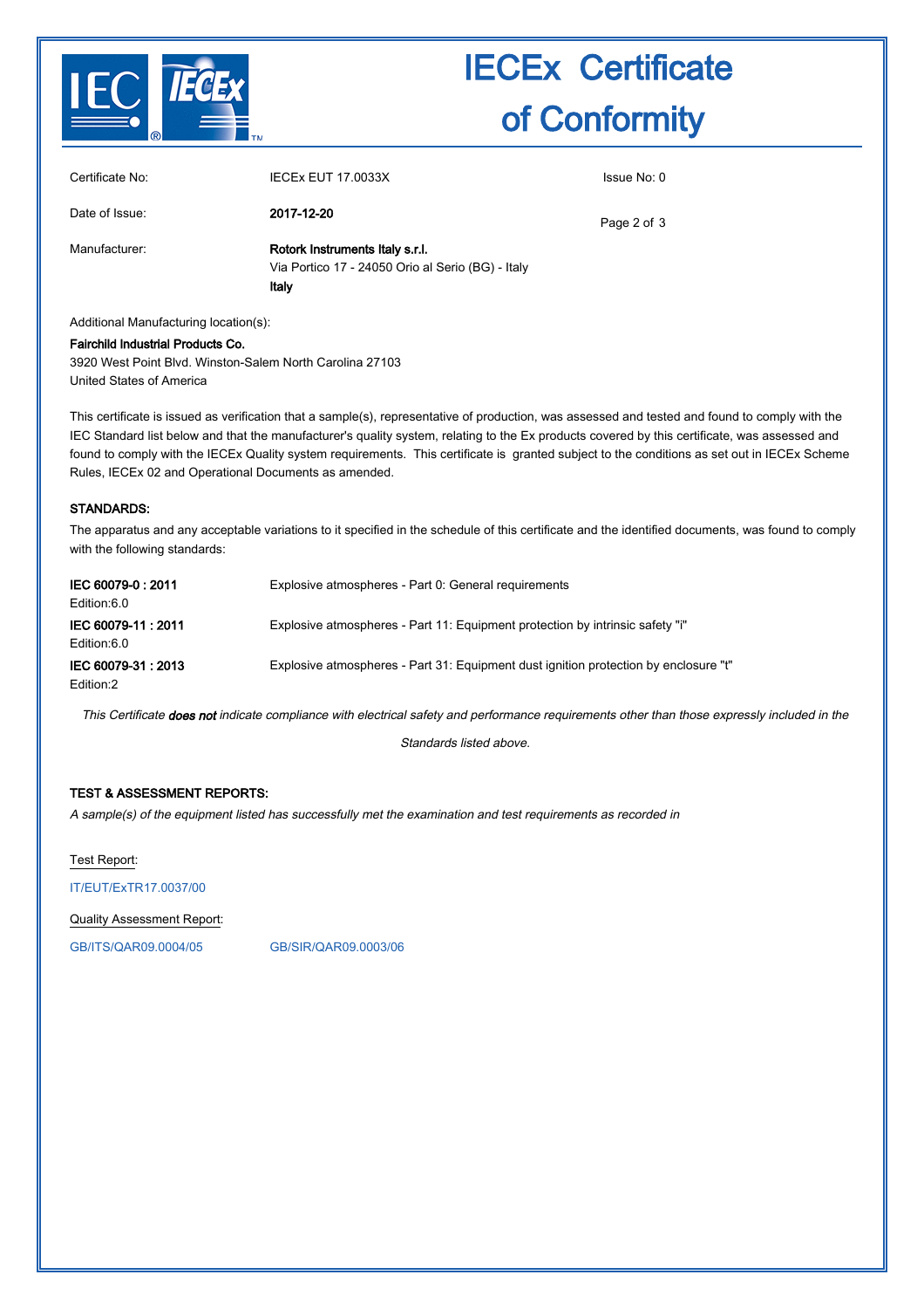# IECEx Certificate of Conformity

| | | |
|---|---|---|
| Certificate No: | IECEx EUT 17.0033X | Issue No: 0 |
| Date of Issue: | **2017-12-20** | |
| Manufacturer: | **Rotork Instruments Italy s.r.l.**<br>Via Portico 17 - 24050 Orio al Serio (BG) - Italy<br>**Italy** | |

Additional Manufacturing location(s):

**Fairchild Industrial Products Co.**
3920 West Point Blvd. Winston-Salem North Carolina 27103
United States of America

This certificate is issued as verification that a sample(s), representative of production, was assessed and tested and found to comply with the IEC Standard list below and that the manufacturer's quality system, relating to the Ex products covered by this certificate, was assessed and found to comply with the IECEx Quality system requirements. This certificate is granted subject to the conditions as set out in IECEx Scheme Rules, IECEx 02 and Operational Documents as amended.

**STANDARDS:**

The apparatus and any acceptable variations to it specified in the schedule of this certificate and the identified documents, was found to comply with the following standards:

| | |
|---|---|
| **IEC 60079-0 : 2011**<br>Edition:6.0 | Explosive atmospheres - Part 0: General requirements |
| **IEC 60079-11 : 2011**<br>Edition:6.0 | Explosive atmospheres - Part 11: Equipment protection by intrinsic safety "i" |
| **IEC 60079-31 : 2013**<br>Edition:2 | Explosive atmospheres - Part 31: Equipment dust ignition protection by enclosure "t" |

*This Certificate **does not** indicate compliance with electrical safety and performance requirements other than those expressly included in the Standards listed above.*

**TEST & ASSESSMENT REPORTS:**

*A sample(s) of the equipment listed has successfully met the examination and test requirements as recorded in*

Test Report:

IT/EUT/ExTR17.0037/00

Quality Assessment Report:

GB/ITS/QAR09.0004/05 GB/SIR/QAR09.0003/06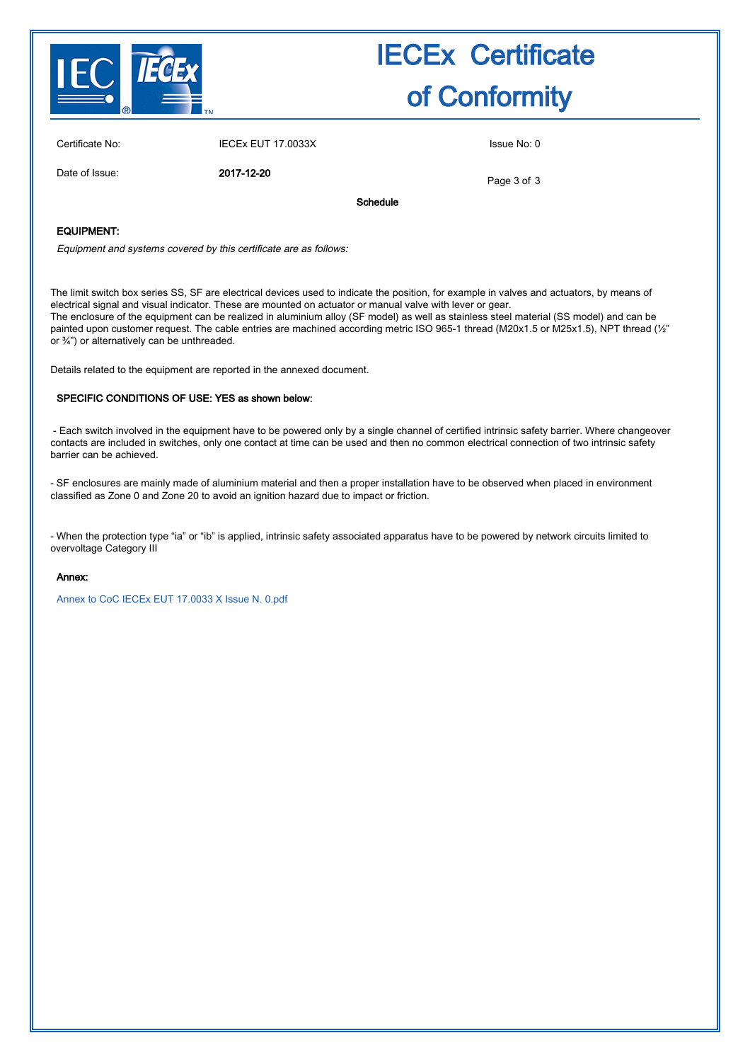# IECEx Certificate of Conformity

Certificate No: IECEx EUT 17.0033X

Issue No: 0

Date of Issue: **2017-12-20**

**Schedule**

**EQUIPMENT:**

*Equipment and systems covered by this certificate are as follows:*

The limit switch box series SS, SF are electrical devices used to indicate the position, for example in valves and actuators, by means of electrical signal and visual indicator. These are mounted on actuator or manual valve with lever or gear.
The enclosure of the equipment can be realized in aluminium alloy (SF model) as well as stainless steel material (SS model) and can be painted upon customer request. The cable entries are machined according metric ISO 965-1 thread (M20x1.5 or M25x1.5), NPT thread (½" or ¾") or alternatively can be unthreaded.

Details related to the equipment are reported in the annexed document.

**SPECIFIC CONDITIONS OF USE: YES as shown below:**

- Each switch involved in the equipment have to be powered only by a single channel of certified intrinsic safety barrier. Where changeover contacts are included in switches, only one contact at time can be used and then no common electrical connection of two intrinsic safety barrier can be achieved.

- SF enclosures are mainly made of aluminium material and then a proper installation have to be observed when placed in environment classified as Zone 0 and Zone 20 to avoid an ignition hazard due to impact or friction.

- When the protection type "ia" or "ib" is applied, intrinsic safety associated apparatus have to be powered by network circuits limited to overvoltage Category III

**Annex:**

Annex to CoC IECEx EUT 17.0033 X Issue N. 0.pdf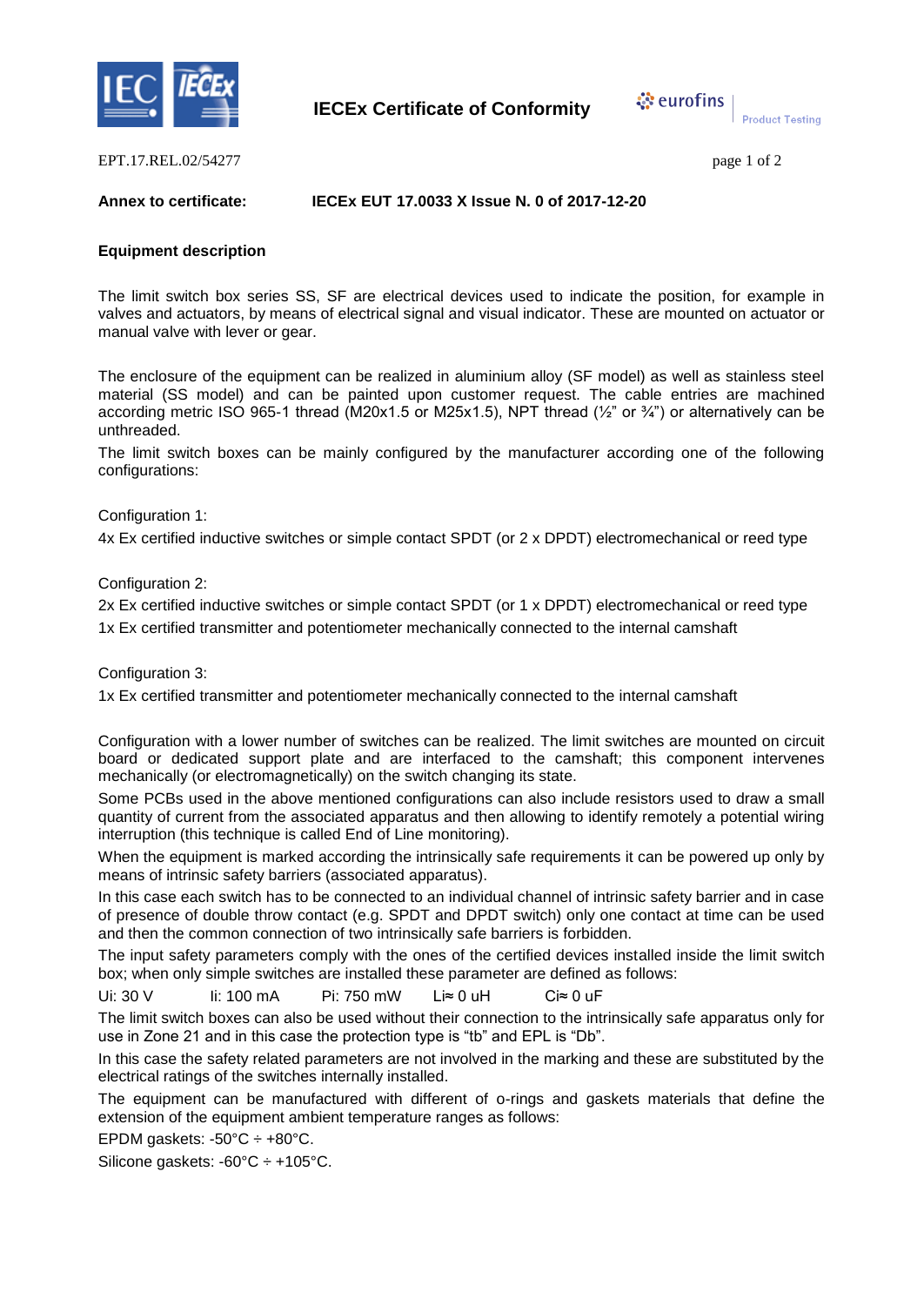EPT.17.REL.02/54277

**Annex to certificate:** **IECEx EUT 17.0033 X Issue N. 0 of 2017-12-20**

**Equipment description**

The limit switch box series SS, SF are electrical devices used to indicate the position, for example in valves and actuators, by means of electrical signal and visual indicator. These are mounted on actuator or manual valve with lever or gear.

The enclosure of the equipment can be realized in aluminium alloy (SF model) as well as stainless steel material (SS model) and can be painted upon customer request. The cable entries are machined according metric ISO 965-1 thread (M20x1.5 or M25x1.5), NPT thread (½" or ¾") or alternatively can be unthreaded.

The limit switch boxes can be mainly configured by the manufacturer according one of the following configurations:

Configuration 1:

4x Ex certified inductive switches or simple contact SPDT (or 2 x DPDT) electromechanical or reed type

Configuration 2:

2x Ex certified inductive switches or simple contact SPDT (or 1 x DPDT) electromechanical or reed type

1x Ex certified transmitter and potentiometer mechanically connected to the internal camshaft

Configuration 3:

1x Ex certified transmitter and potentiometer mechanically connected to the internal camshaft

Configuration with a lower number of switches can be realized. The limit switches are mounted on circuit board or dedicated support plate and are interfaced to the camshaft; this component intervenes mechanically (or electromagnetically) on the switch changing its state.

Some PCBs used in the above mentioned configurations can also include resistors used to draw a small quantity of current from the associated apparatus and then allowing to identify remotely a potential wiring interruption (this technique is called End of Line monitoring).

When the equipment is marked according the intrinsically safe requirements it can be powered up only by means of intrinsic safety barriers (associated apparatus).

In this case each switch has to be connected to an individual channel of intrinsic safety barrier and in case of presence of double throw contact (e.g. SPDT and DPDT switch) only one contact at time can be used and then the common connection of two intrinsically safe barriers is forbidden.

The input safety parameters comply with the ones of the certified devices installed inside the limit switch box; when only simple switches are installed these parameter are defined as follows:

$U_i$: 30 V    $I_i$: 100 mA    $P_i$: 750 mW    $L_i \approx 0$ uH    $C_i \approx 0$ uF

The limit switch boxes can also be used without their connection to the intrinsically safe apparatus only for use in Zone 21 and in this case the protection type is "tb" and EPL is "Db".

In this case the safety related parameters are not involved in the marking and these are substituted by the electrical ratings of the switches internally installed.

The equipment can be manufactured with different of o-rings and gaskets materials that define the extension of the equipment ambient temperature ranges as follows:

EPDM gaskets: -50°C ÷ +80°C.

Silicone gaskets: -60°C ÷ +105°C.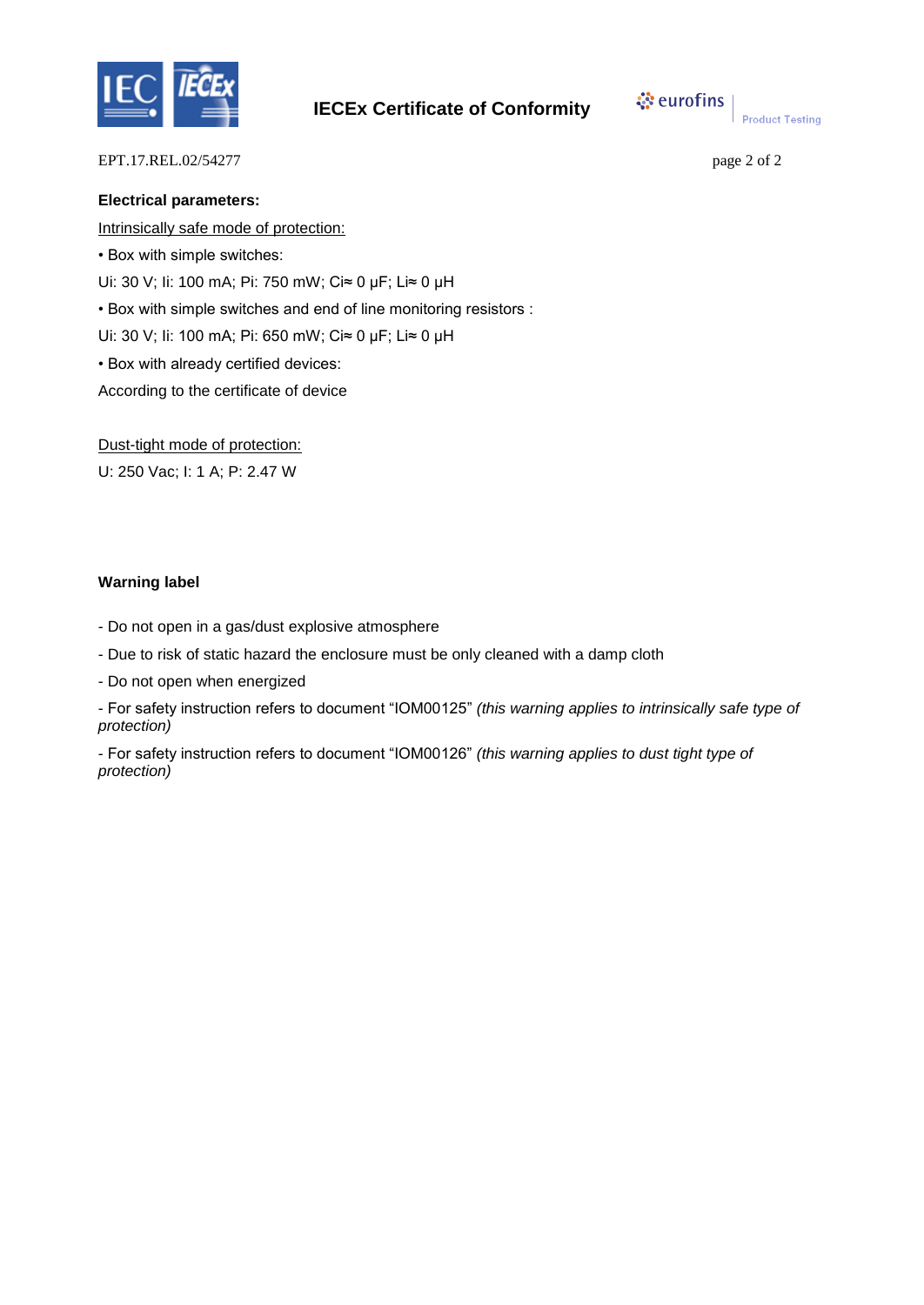EPT.17.REL.02/54277

**Electrical parameters:**

Intrinsically safe mode of protection:

• Box with simple switches:

Ui: 30 V; Ii: 100 mA; Pi: 750 mW; Ci≈ 0 μF; Li≈ 0 μH

• Box with simple switches and end of line monitoring resistors :

Ui: 30 V; Ii: 100 mA; Pi: 650 mW; Ci≈ 0 μF; Li≈ 0 μH

• Box with already certified devices:

According to the certificate of device

Dust-tight mode of protection:

U: 250 Vac; I: 1 A; P: 2.47 W

**Warning label**

- Do not open in a gas/dust explosive atmosphere

- Due to risk of static hazard the enclosure must be only cleaned with a damp cloth

- Do not open when energized

- For safety instruction refers to document "IOM00125" *(this warning applies to intrinsically safe type of protection)*

- For safety instruction refers to document "IOM00126" *(this warning applies to dust tight type of protection)*